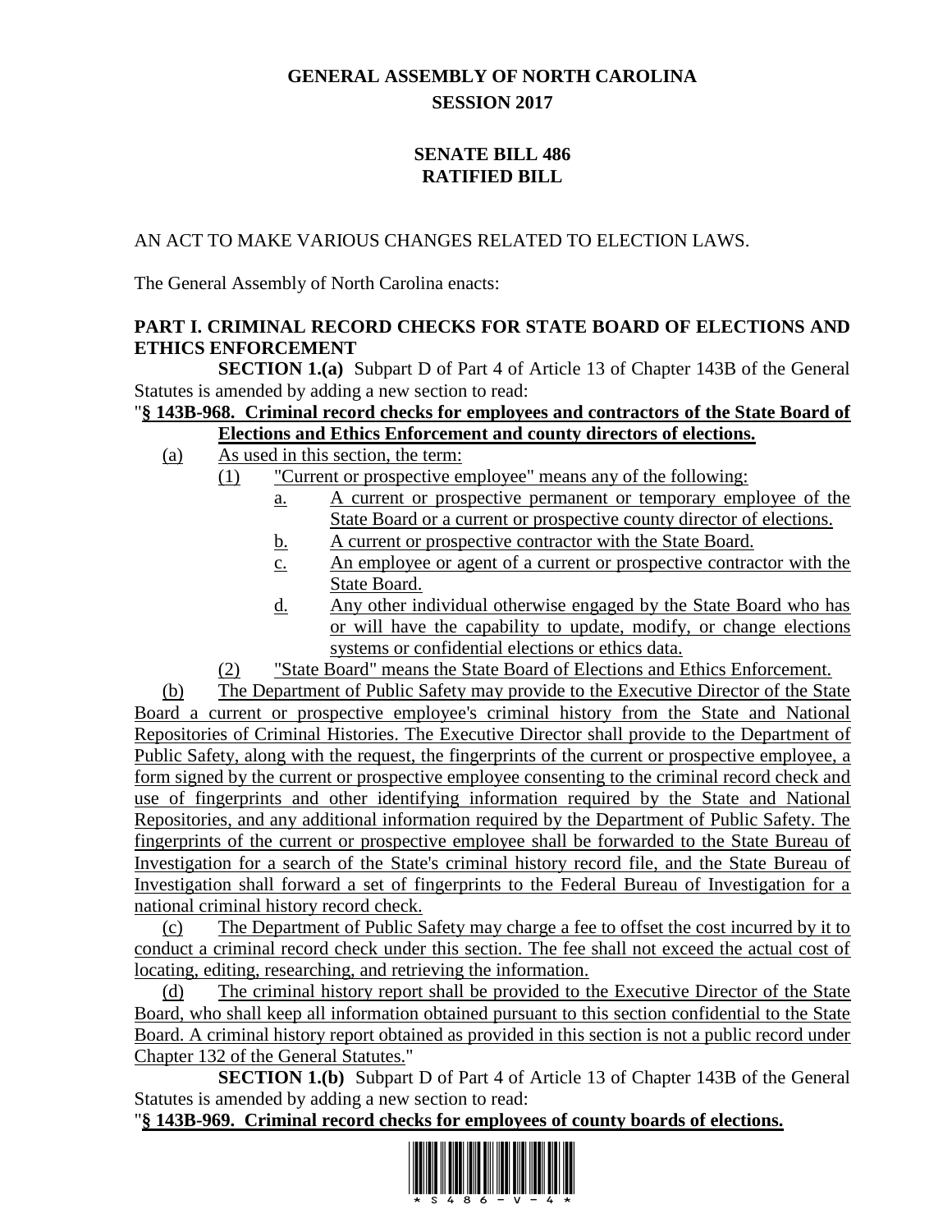# GENERAL ASSEMBLY OF NORTH CAROLINA
## SESSION 2017

## SENATE BILL 486
## RATIFIED BILL

AN ACT TO MAKE VARIOUS CHANGES RELATED TO ELECTION LAWS.

The General Assembly of North Carolina enacts:

### PART I. CRIMINAL RECORD CHECKS FOR STATE BOARD OF ELECTIONS AND ETHICS ENFORCEMENT

**SECTION 1.(a)** Subpart D of Part 4 of Article 13 of Chapter 143B of the General Statutes is amended by adding a new section to read:

"**§ 143B-968. Criminal record checks for employees and contractors of the State Board of Elections and Ethics Enforcement and county directors of elections.**

(a) As used in this section, the term:

(1) "Current or prospective employee" means any of the following:

a. A current or prospective permanent or temporary employee of the State Board or a current or prospective county director of elections.

b. A current or prospective contractor with the State Board.

c. An employee or agent of a current or prospective contractor with the State Board.

d. Any other individual otherwise engaged by the State Board who has or will have the capability to update, modify, or change elections systems or confidential elections or ethics data.

(2) "State Board" means the State Board of Elections and Ethics Enforcement.

(b) The Department of Public Safety may provide to the Executive Director of the State Board a current or prospective employee's criminal history from the State and National Repositories of Criminal Histories. The Executive Director shall provide to the Department of Public Safety, along with the request, the fingerprints of the current or prospective employee, a form signed by the current or prospective employee consenting to the criminal record check and use of fingerprints and other identifying information required by the State and National Repositories, and any additional information required by the Department of Public Safety. The fingerprints of the current or prospective employee shall be forwarded to the State Bureau of Investigation for a search of the State's criminal history record file, and the State Bureau of Investigation shall forward a set of fingerprints to the Federal Bureau of Investigation for a national criminal history record check.

(c) The Department of Public Safety may charge a fee to offset the cost incurred by it to conduct a criminal record check under this section. The fee shall not exceed the actual cost of locating, editing, researching, and retrieving the information.

(d) The criminal history report shall be provided to the Executive Director of the State Board, who shall keep all information obtained pursuant to this section confidential to the State Board. A criminal history report obtained as provided in this section is not a public record under Chapter 132 of the General Statutes."

**SECTION 1.(b)** Subpart D of Part 4 of Article 13 of Chapter 143B of the General Statutes is amended by adding a new section to read:

"**§ 143B-969. Criminal record checks for employees of county boards of elections.**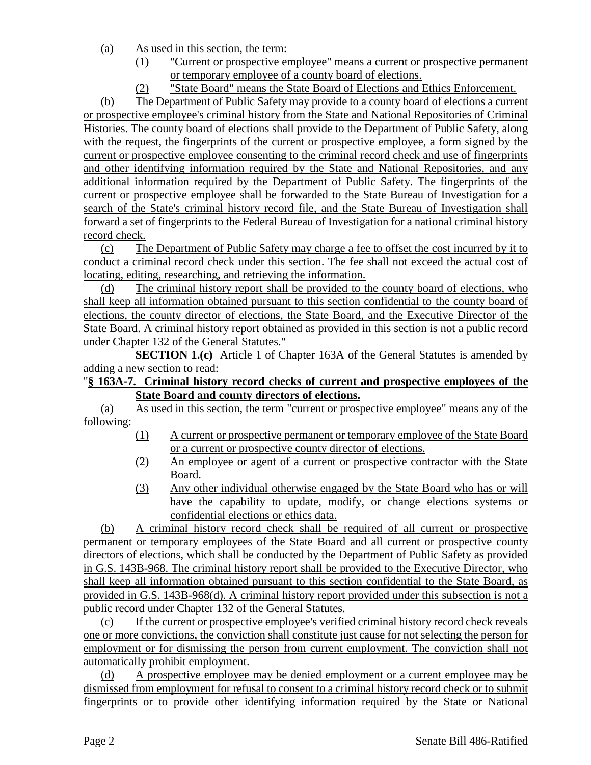(a) As used in this section, the term:

(1) "Current or prospective employee" means a current or prospective permanent or temporary employee of a county board of elections.

(2) "State Board" means the State Board of Elections and Ethics Enforcement.

(b) The Department of Public Safety may provide to a county board of elections a current or prospective employee's criminal history from the State and National Repositories of Criminal Histories. The county board of elections shall provide to the Department of Public Safety, along with the request, the fingerprints of the current or prospective employee, a form signed by the current or prospective employee consenting to the criminal record check and use of fingerprints and other identifying information required by the State and National Repositories, and any additional information required by the Department of Public Safety. The fingerprints of the current or prospective employee shall be forwarded to the State Bureau of Investigation for a search of the State's criminal history record file, and the State Bureau of Investigation shall forward a set of fingerprints to the Federal Bureau of Investigation for a national criminal history record check.

(c) The Department of Public Safety may charge a fee to offset the cost incurred by it to conduct a criminal record check under this section. The fee shall not exceed the actual cost of locating, editing, researching, and retrieving the information.

(d) The criminal history report shall be provided to the county board of elections, who shall keep all information obtained pursuant to this section confidential to the county board of elections, the county director of elections, the State Board, and the Executive Director of the State Board. A criminal history report obtained as provided in this section is not a public record under Chapter 132 of the General Statutes."

**SECTION 1.(c)** Article 1 of Chapter 163A of the General Statutes is amended by adding a new section to read:

"**§ 163A-7. Criminal history record checks of current and prospective employees of the State Board and county directors of elections.**

(a) As used in this section, the term "current or prospective employee" means any of the following:

(1) A current or prospective permanent or temporary employee of the State Board or a current or prospective county director of elections.

(2) An employee or agent of a current or prospective contractor with the State Board.

(3) Any other individual otherwise engaged by the State Board who has or will have the capability to update, modify, or change elections systems or confidential elections or ethics data.

(b) A criminal history record check shall be required of all current or prospective permanent or temporary employees of the State Board and all current or prospective county directors of elections, which shall be conducted by the Department of Public Safety as provided in G.S. 143B-968. The criminal history report shall be provided to the Executive Director, who shall keep all information obtained pursuant to this section confidential to the State Board, as provided in G.S. 143B-968(d). A criminal history report provided under this subsection is not a public record under Chapter 132 of the General Statutes.

(c) If the current or prospective employee's verified criminal history record check reveals one or more convictions, the conviction shall constitute just cause for not selecting the person for employment or for dismissing the person from current employment. The conviction shall not automatically prohibit employment.

(d) A prospective employee may be denied employment or a current employee may be dismissed from employment for refusal to consent to a criminal history record check or to submit fingerprints or to provide other identifying information required by the State or National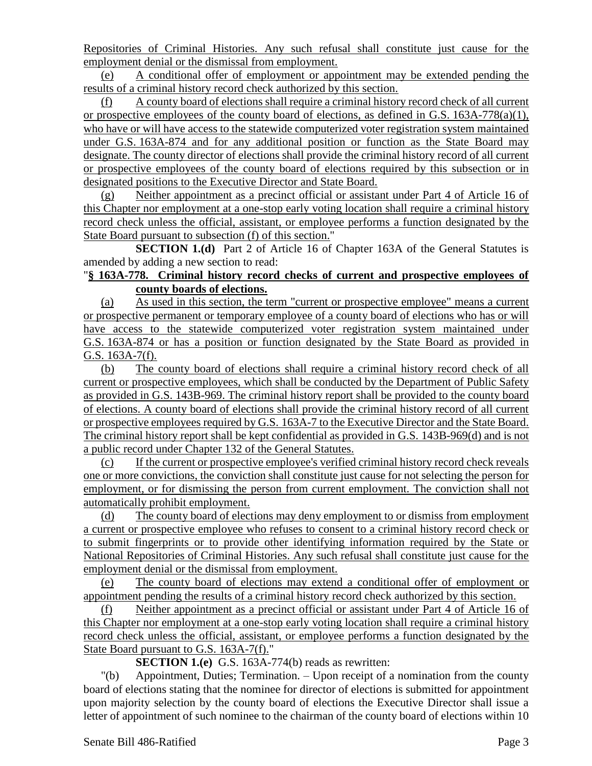Repositories of Criminal Histories. Any such refusal shall constitute just cause for the employment denial or the dismissal from employment.

(e) A conditional offer of employment or appointment may be extended pending the results of a criminal history record check authorized by this section.

(f) A county board of elections shall require a criminal history record check of all current or prospective employees of the county board of elections, as defined in G.S. 163A-778(a)(1), who have or will have access to the statewide computerized voter registration system maintained under G.S. 163A-874 and for any additional position or function as the State Board may designate. The county director of elections shall provide the criminal history record of all current or prospective employees of the county board of elections required by this subsection or in designated positions to the Executive Director and State Board.

(g) Neither appointment as a precinct official or assistant under Part 4 of Article 16 of this Chapter nor employment at a one-stop early voting location shall require a criminal history record check unless the official, assistant, or employee performs a function designated by the State Board pursuant to subsection (f) of this section."

**SECTION 1.(d)** Part 2 of Article 16 of Chapter 163A of the General Statutes is amended by adding a new section to read:

"**§ 163A-778. Criminal history record checks of current and prospective employees of county boards of elections.**

(a) As used in this section, the term "current or prospective employee" means a current or prospective permanent or temporary employee of a county board of elections who has or will have access to the statewide computerized voter registration system maintained under G.S. 163A-874 or has a position or function designated by the State Board as provided in G.S. 163A-7(f).

(b) The county board of elections shall require a criminal history record check of all current or prospective employees, which shall be conducted by the Department of Public Safety as provided in G.S. 143B-969. The criminal history report shall be provided to the county board of elections. A county board of elections shall provide the criminal history record of all current or prospective employees required by G.S. 163A-7 to the Executive Director and the State Board. The criminal history report shall be kept confidential as provided in G.S. 143B-969(d) and is not a public record under Chapter 132 of the General Statutes.

(c) If the current or prospective employee's verified criminal history record check reveals one or more convictions, the conviction shall constitute just cause for not selecting the person for employment, or for dismissing the person from current employment. The conviction shall not automatically prohibit employment.

(d) The county board of elections may deny employment to or dismiss from employment a current or prospective employee who refuses to consent to a criminal history record check or to submit fingerprints or to provide other identifying information required by the State or National Repositories of Criminal Histories. Any such refusal shall constitute just cause for the employment denial or the dismissal from employment.

(e) The county board of elections may extend a conditional offer of employment or appointment pending the results of a criminal history record check authorized by this section.

(f) Neither appointment as a precinct official or assistant under Part 4 of Article 16 of this Chapter nor employment at a one-stop early voting location shall require a criminal history record check unless the official, assistant, or employee performs a function designated by the State Board pursuant to G.S. 163A-7(f)."

**SECTION 1.(e)** G.S. 163A-774(b) reads as rewritten:

"(b) Appointment, Duties; Termination. – Upon receipt of a nomination from the county board of elections stating that the nominee for director of elections is submitted for appointment upon majority selection by the county board of elections the Executive Director shall issue a letter of appointment of such nominee to the chairman of the county board of elections within 10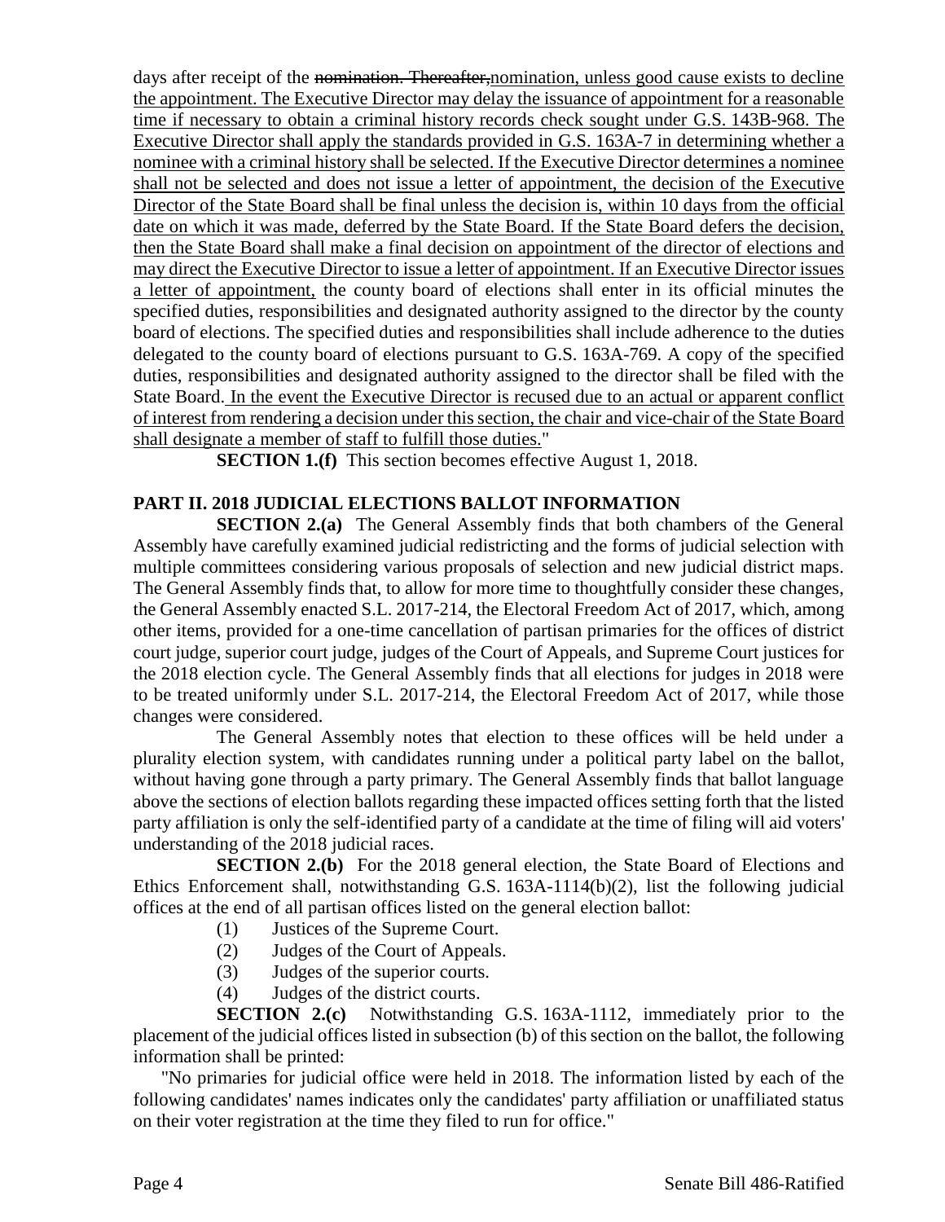days after receipt of the ~~nomination. Thereafter,~~nomination, unless good cause exists to decline the appointment. The Executive Director may delay the issuance of appointment for a reasonable time if necessary to obtain a criminal history records check sought under G.S. 143B-968. The Executive Director shall apply the standards provided in G.S. 163A-7 in determining whether a nominee with a criminal history shall be selected. If the Executive Director determines a nominee shall not be selected and does not issue a letter of appointment, the decision of the Executive Director of the State Board shall be final unless the decision is, within 10 days from the official date on which it was made, deferred by the State Board. If the State Board defers the decision, then the State Board shall make a final decision on appointment of the director of elections and may direct the Executive Director to issue a letter of appointment. If an Executive Director issues a letter of appointment, the county board of elections shall enter in its official minutes the specified duties, responsibilities and designated authority assigned to the director by the county board of elections. The specified duties and responsibilities shall include adherence to the duties delegated to the county board of elections pursuant to G.S. 163A-769. A copy of the specified duties, responsibilities and designated authority assigned to the director shall be filed with the State Board. In the event the Executive Director is recused due to an actual or apparent conflict of interest from rendering a decision under this section, the chair and vice-chair of the State Board shall designate a member of staff to fulfill those duties."

**SECTION 1.(f)** This section becomes effective August 1, 2018.

**PART II. 2018 JUDICIAL ELECTIONS BALLOT INFORMATION**

**SECTION 2.(a)** The General Assembly finds that both chambers of the General Assembly have carefully examined judicial redistricting and the forms of judicial selection with multiple committees considering various proposals of selection and new judicial district maps. The General Assembly finds that, to allow for more time to thoughtfully consider these changes, the General Assembly enacted S.L. 2017-214, the Electoral Freedom Act of 2017, which, among other items, provided for a one-time cancellation of partisan primaries for the offices of district court judge, superior court judge, judges of the Court of Appeals, and Supreme Court justices for the 2018 election cycle. The General Assembly finds that all elections for judges in 2018 were to be treated uniformly under S.L. 2017-214, the Electoral Freedom Act of 2017, while those changes were considered.

The General Assembly notes that election to these offices will be held under a plurality election system, with candidates running under a political party label on the ballot, without having gone through a party primary. The General Assembly finds that ballot language above the sections of election ballots regarding these impacted offices setting forth that the listed party affiliation is only the self-identified party of a candidate at the time of filing will aid voters' understanding of the 2018 judicial races.

**SECTION 2.(b)** For the 2018 general election, the State Board of Elections and Ethics Enforcement shall, notwithstanding G.S. 163A-1114(b)(2), list the following judicial offices at the end of all partisan offices listed on the general election ballot:

(1) Justices of the Supreme Court.
(2) Judges of the Court of Appeals.
(3) Judges of the superior courts.
(4) Judges of the district courts.

**SECTION 2.(c)** Notwithstanding G.S. 163A-1112, immediately prior to the placement of the judicial offices listed in subsection (b) of this section on the ballot, the following information shall be printed:

"No primaries for judicial office were held in 2018. The information listed by each of the following candidates' names indicates only the candidates' party affiliation or unaffiliated status on their voter registration at the time they filed to run for office."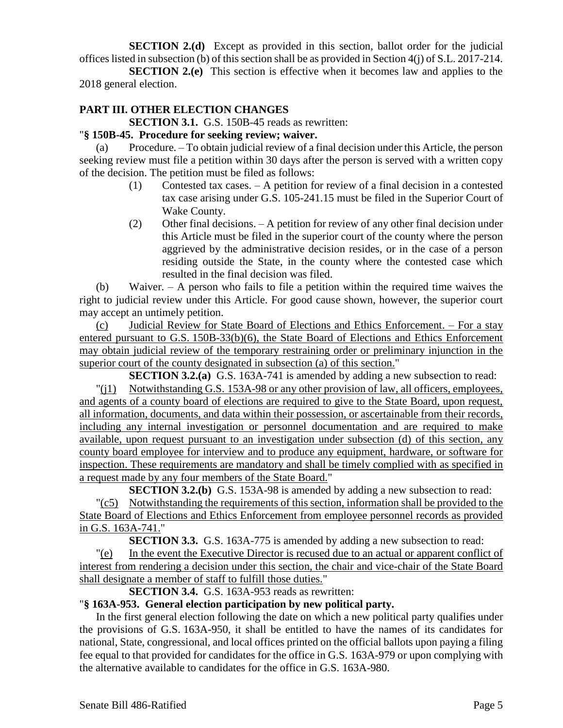**SECTION 2.(d)** Except as provided in this section, ballot order for the judicial offices listed in subsection (b) of this section shall be as provided in Section 4(j) of S.L. 2017-214.

**SECTION 2.(e)** This section is effective when it becomes law and applies to the 2018 general election.

**PART III. OTHER ELECTION CHANGES**

**SECTION 3.1.** G.S. 150B-45 reads as rewritten:

"**§ 150B-45. Procedure for seeking review; waiver.**

(a) Procedure. – To obtain judicial review of a final decision under this Article, the person seeking review must file a petition within 30 days after the person is served with a written copy of the decision. The petition must be filed as follows:

(1) Contested tax cases. – A petition for review of a final decision in a contested tax case arising under G.S. 105-241.15 must be filed in the Superior Court of Wake County.

(2) Other final decisions. – A petition for review of any other final decision under this Article must be filed in the superior court of the county where the person aggrieved by the administrative decision resides, or in the case of a person residing outside the State, in the county where the contested case which resulted in the final decision was filed.

(b) Waiver. – A person who fails to file a petition within the required time waives the right to judicial review under this Article. For good cause shown, however, the superior court may accept an untimely petition.

<u>(c) Judicial Review for State Board of Elections and Ethics Enforcement. – For a stay entered pursuant to G.S. 150B-33(b)(6), the State Board of Elections and Ethics Enforcement may obtain judicial review of the temporary restraining order or preliminary injunction in the superior court of the county designated in subsection (a) of this section.</u>"

**SECTION 3.2.(a)** G.S. 163A-741 is amended by adding a new subsection to read:

"<u>(j1) Notwithstanding G.S. 153A-98 or any other provision of law, all officers, employees, and agents of a county board of elections are required to give to the State Board, upon request, all information, documents, and data within their possession, or ascertainable from their records, including any internal investigation or personnel documentation and are required to make available, upon request pursuant to an investigation under subsection (d) of this section, any county board employee for interview and to produce any equipment, hardware, or software for inspection. These requirements are mandatory and shall be timely complied with as specified in a request made by any four members of the State Board.</u>"

**SECTION 3.2.(b)** G.S. 153A-98 is amended by adding a new subsection to read:

"<u>(c5) Notwithstanding the requirements of this section, information shall be provided to the State Board of Elections and Ethics Enforcement from employee personnel records as provided in G.S. 163A-741.</u>"

**SECTION 3.3.** G.S. 163A-775 is amended by adding a new subsection to read:

"<u>(e) In the event the Executive Director is recused due to an actual or apparent conflict of interest from rendering a decision under this section, the chair and vice-chair of the State Board shall designate a member of staff to fulfill those duties.</u>"

**SECTION 3.4.** G.S. 163A-953 reads as rewritten:

"**§ 163A-953. General election participation by new political party.**

In the first general election following the date on which a new political party qualifies under the provisions of G.S. 163A-950, it shall be entitled to have the names of its candidates for national, State, congressional, and local offices printed on the official ballots upon paying a filing fee equal to that provided for candidates for the office in G.S. 163A-979 or upon complying with the alternative available to candidates for the office in G.S. 163A-980.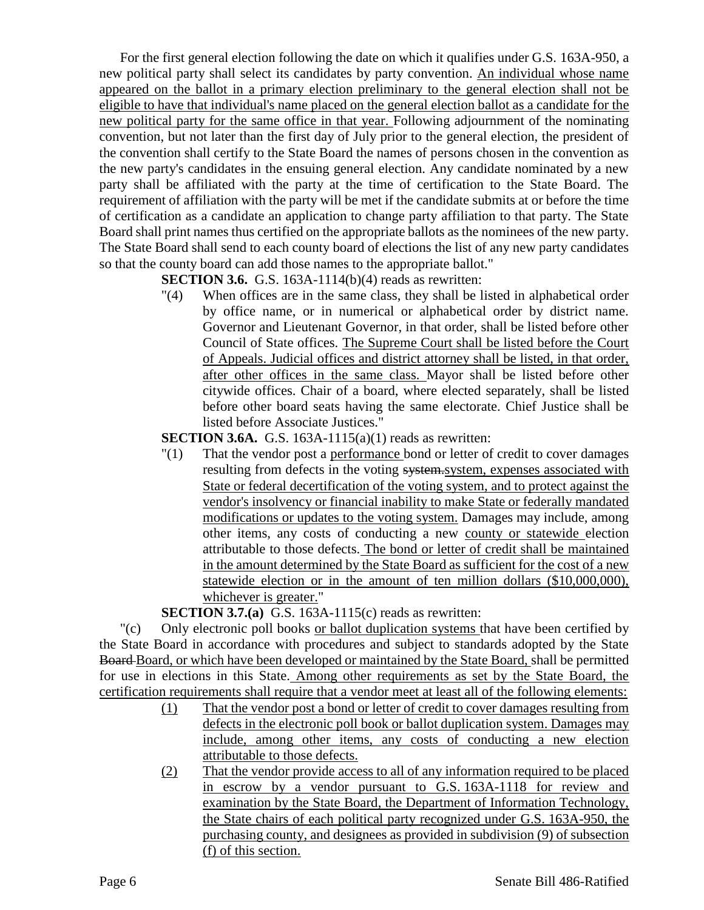For the first general election following the date on which it qualifies under G.S. 163A-950, a new political party shall select its candidates by party convention. <u>An individual whose name appeared on the ballot in a primary election preliminary to the general election shall not be eligible to have that individual's name placed on the general election ballot as a candidate for the new political party for the same office in that year.</u> Following adjournment of the nominating convention, but not later than the first day of July prior to the general election, the president of the convention shall certify to the State Board the names of persons chosen in the convention as the new party's candidates in the ensuing general election. Any candidate nominated by a new party shall be affiliated with the party at the time of certification to the State Board. The requirement of affiliation with the party will be met if the candidate submits at or before the time of certification as a candidate an application to change party affiliation to that party. The State Board shall print names thus certified on the appropriate ballots as the nominees of the new party. The State Board shall send to each county board of elections the list of any new party candidates so that the county board can add those names to the appropriate ballot."

**SECTION 3.6.** G.S. 163A-1114(b)(4) reads as rewritten:

"(4) When offices are in the same class, they shall be listed in alphabetical order by office name, or in numerical or alphabetical order by district name. Governor and Lieutenant Governor, in that order, shall be listed before other Council of State offices. <u>The Supreme Court shall be listed before the Court of Appeals. Judicial offices and district attorney shall be listed, in that order, after other offices in the same class.</u> Mayor shall be listed before other citywide offices. Chair of a board, where elected separately, shall be listed before other board seats having the same electorate. Chief Justice shall be listed before Associate Justices."

**SECTION 3.6A.** G.S. 163A-1115(a)(1) reads as rewritten:

"(1) That the vendor post a <u>performance</u> bond or letter of credit to cover damages resulting from defects in the voting ~~system.~~<u>system, expenses associated with State or federal decertification of the voting system, and to protect against the vendor's insolvency or financial inability to make State or federally mandated modifications or updates to the voting system.</u> Damages may include, among other items, any costs of conducting a new <u>county or statewide</u> election attributable to those defects.<u> The bond or letter of credit shall be maintained in the amount determined by the State Board as sufficient for the cost of a new statewide election or in the amount of ten million dollars ($10,000,000), whichever is greater.</u>"

**SECTION 3.7.(a)** G.S. 163A-1115(c) reads as rewritten:

"(c) Only electronic poll books <u>or ballot duplication systems</u> that have been certified by the State Board in accordance with procedures and subject to standards adopted by the State ~~Board~~ <u>Board, or which have been developed or maintained by the State Board,</u> shall be permitted for use in elections in this State.<u> Among other requirements as set by the State Board, the certification requirements shall require that a vendor meet at least all of the following elements:</u>

<u>(1)</u> <u>That the vendor post a bond or letter of credit to cover damages resulting from defects in the electronic poll book or ballot duplication system. Damages may include, among other items, any costs of conducting a new election attributable to those defects.</u>

<u>(2)</u> <u>That the vendor provide access to all of any information required to be placed in escrow by a vendor pursuant to G.S. 163A-1118 for review and examination by the State Board, the Department of Information Technology, the State chairs of each political party recognized under G.S. 163A-950, the purchasing county, and designees as provided in subdivision (9) of subsection (f) of this section.</u>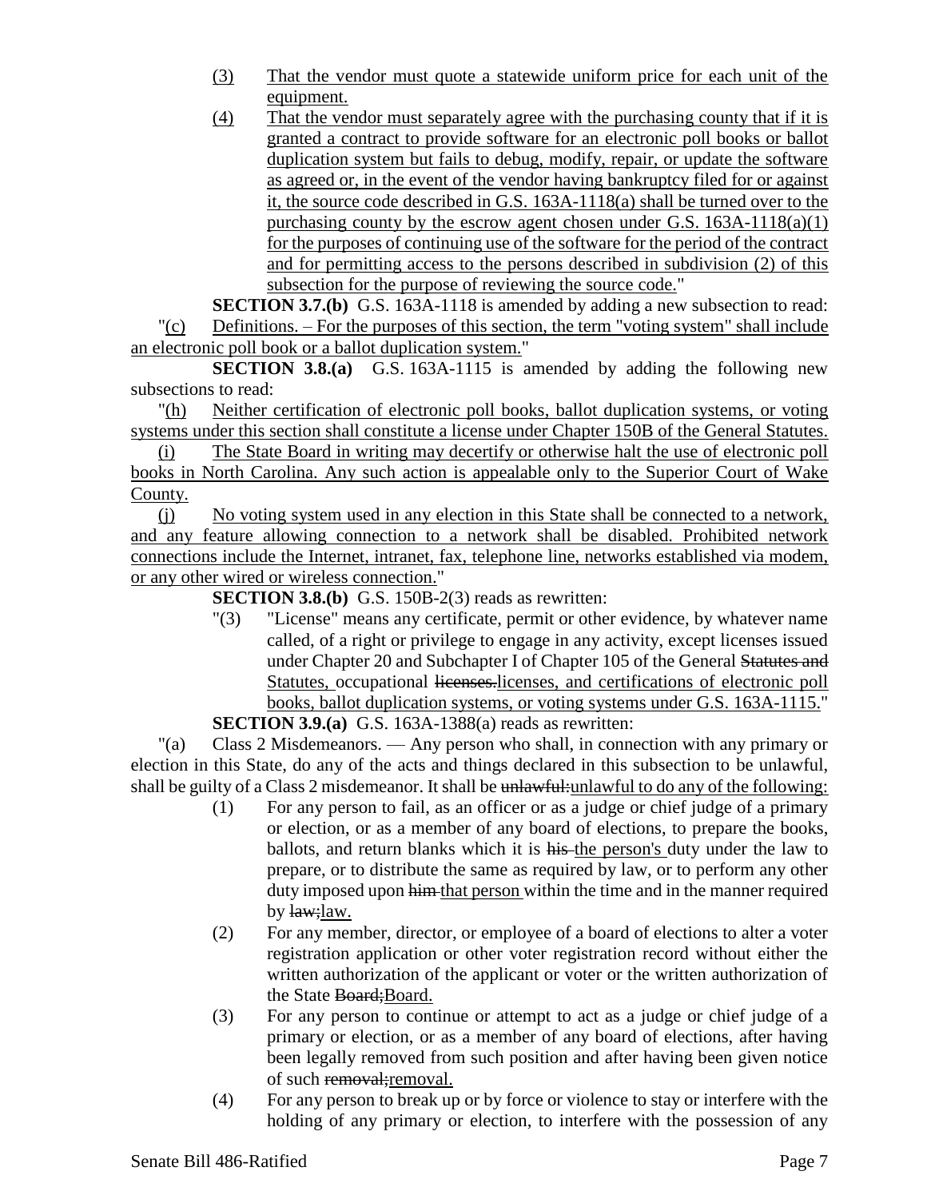(3) That the vendor must quote a statewide uniform price for each unit of the equipment.

(4) That the vendor must separately agree with the purchasing county that if it is granted a contract to provide software for an electronic poll books or ballot duplication system but fails to debug, modify, repair, or update the software as agreed or, in the event of the vendor having bankruptcy filed for or against it, the source code described in G.S. 163A-1118(a) shall be turned over to the purchasing county by the escrow agent chosen under G.S. 163A-1118(a)(1) for the purposes of continuing use of the software for the period of the contract and for permitting access to the persons described in subdivision (2) of this subsection for the purpose of reviewing the source code."

**SECTION 3.7.(b)** G.S. 163A-1118 is amended by adding a new subsection to read:

"(c) Definitions. – For the purposes of this section, the term "voting system" shall include an electronic poll book or a ballot duplication system."

**SECTION 3.8.(a)** G.S. 163A-1115 is amended by adding the following new subsections to read:

"(h) Neither certification of electronic poll books, ballot duplication systems, or voting systems under this section shall constitute a license under Chapter 150B of the General Statutes.

(i) The State Board in writing may decertify or otherwise halt the use of electronic poll books in North Carolina. Any such action is appealable only to the Superior Court of Wake County.

(j) No voting system used in any election in this State shall be connected to a network, and any feature allowing connection to a network shall be disabled. Prohibited network connections include the Internet, intranet, fax, telephone line, networks established via modem, or any other wired or wireless connection."

**SECTION 3.8.(b)** G.S. 150B-2(3) reads as rewritten:

"(3) "License" means any certificate, permit or other evidence, by whatever name called, of a right or privilege to engage in any activity, except licenses issued under Chapter 20 and Subchapter I of Chapter 105 of the General ~~Statutes and~~ Statutes, occupational ~~licenses.~~licenses, and certifications of electronic poll books, ballot duplication systems, or voting systems under G.S. 163A-1115."

**SECTION 3.9.(a)** G.S. 163A-1388(a) reads as rewritten:

"(a) Class 2 Misdemeanors. — Any person who shall, in connection with any primary or election in this State, do any of the acts and things declared in this subsection to be unlawful, shall be guilty of a Class 2 misdemeanor. It shall be ~~unlawful:~~unlawful to do any of the following:

(1) For any person to fail, as an officer or as a judge or chief judge of a primary or election, or as a member of any board of elections, to prepare the books, ballots, and return blanks which it is ~~his~~ the person's duty under the law to prepare, or to distribute the same as required by law, or to perform any other duty imposed upon ~~him~~ that person within the time and in the manner required by ~~law;~~law.

(2) For any member, director, or employee of a board of elections to alter a voter registration application or other voter registration record without either the written authorization of the applicant or voter or the written authorization of the State ~~Board;~~Board.

(3) For any person to continue or attempt to act as a judge or chief judge of a primary or election, or as a member of any board of elections, after having been legally removed from such position and after having been given notice of such ~~removal;~~removal.

(4) For any person to break up or by force or violence to stay or interfere with the holding of any primary or election, to interfere with the possession of any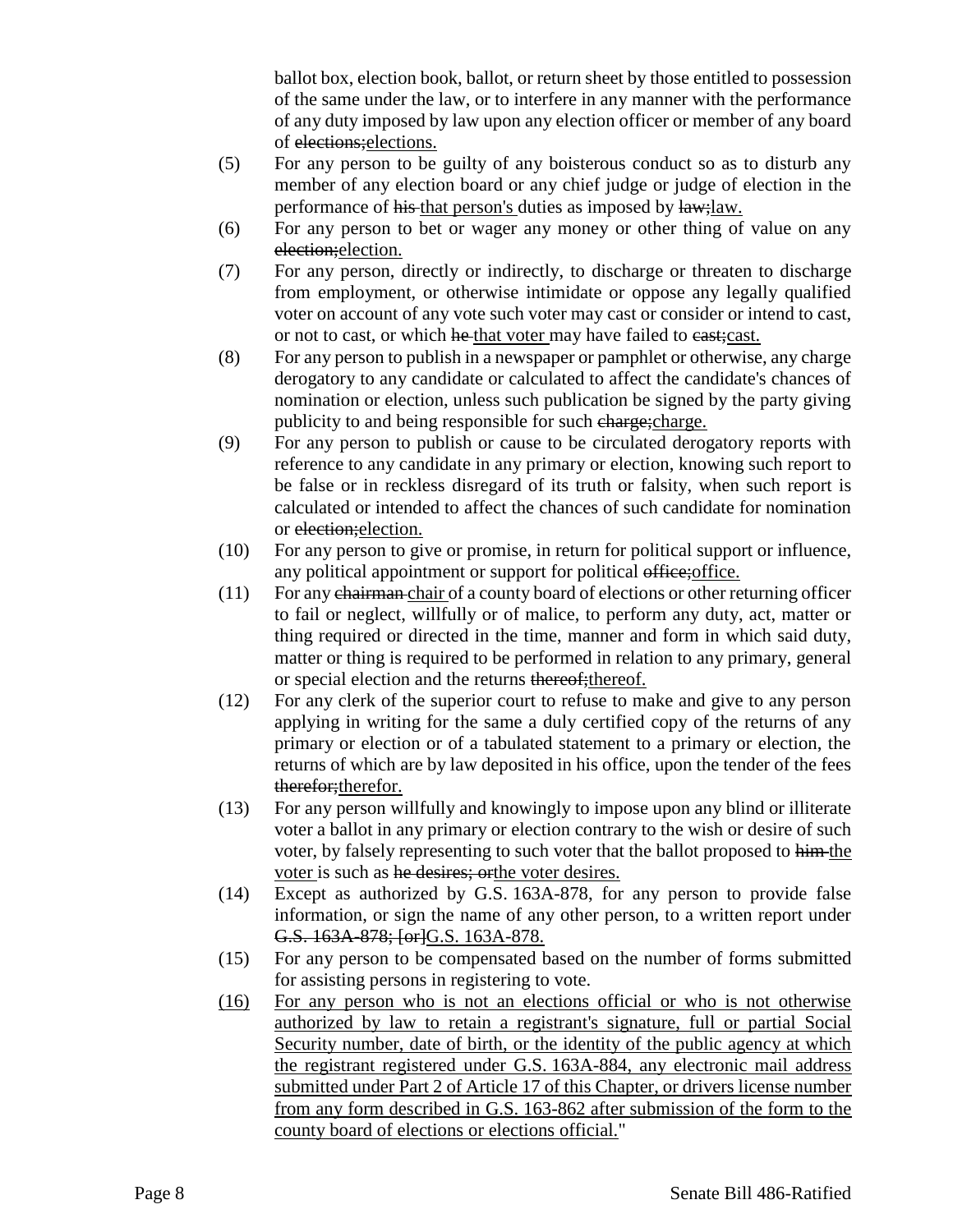ballot box, election book, ballot, or return sheet by those entitled to possession of the same under the law, or to interfere in any manner with the performance of any duty imposed by law upon any election officer or member of any board of ~~elections;~~<u>elections.</u>

(5) For any person to be guilty of any boisterous conduct so as to disturb any member of any election board or any chief judge or judge of election in the performance of ~~his~~ <u>that person's</u> duties as imposed by ~~law;~~<u>law.</u>

(6) For any person to bet or wager any money or other thing of value on any ~~election;~~<u>election.</u>

(7) For any person, directly or indirectly, to discharge or threaten to discharge from employment, or otherwise intimidate or oppose any legally qualified voter on account of any vote such voter may cast or consider or intend to cast, or not to cast, or which ~~he~~ <u>that voter</u> may have failed to ~~cast;~~<u>cast.</u>

(8) For any person to publish in a newspaper or pamphlet or otherwise, any charge derogatory to any candidate or calculated to affect the candidate's chances of nomination or election, unless such publication be signed by the party giving publicity to and being responsible for such ~~charge;~~<u>charge.</u>

(9) For any person to publish or cause to be circulated derogatory reports with reference to any candidate in any primary or election, knowing such report to be false or in reckless disregard of its truth or falsity, when such report is calculated or intended to affect the chances of such candidate for nomination or ~~election;~~<u>election.</u>

(10) For any person to give or promise, in return for political support or influence, any political appointment or support for political ~~office;~~<u>office.</u>

(11) For any ~~chairman~~ <u>chair</u> of a county board of elections or other returning officer to fail or neglect, willfully or of malice, to perform any duty, act, matter or thing required or directed in the time, manner and form in which said duty, matter or thing is required to be performed in relation to any primary, general or special election and the returns ~~thereof;~~<u>thereof.</u>

(12) For any clerk of the superior court to refuse to make and give to any person applying in writing for the same a duly certified copy of the returns of any primary or election or of a tabulated statement to a primary or election, the returns of which are by law deposited in his office, upon the tender of the fees ~~therefor;~~<u>therefor.</u>

(13) For any person willfully and knowingly to impose upon any blind or illiterate voter a ballot in any primary or election contrary to the wish or desire of such voter, by falsely representing to such voter that the ballot proposed to ~~him~~ <u>the voter</u> is such as ~~he desires; or~~<u>the voter desires.</u>

(14) Except as authorized by G.S. 163A-878, for any person to provide false information, or sign the name of any other person, to a written report under ~~G.S. 163A-878; [or]~~<u>G.S. 163A-878.</u>

(15) For any person to be compensated based on the number of forms submitted for assisting persons in registering to vote.

<u>(16) For any person who is not an elections official or who is not otherwise authorized by law to retain a registrant's signature, full or partial Social Security number, date of birth, or the identity of the public agency at which the registrant registered under G.S. 163A-884, any electronic mail address submitted under Part 2 of Article 17 of this Chapter, or drivers license number from any form described in G.S. 163-862 after submission of the form to the county board of elections or elections official.</u>"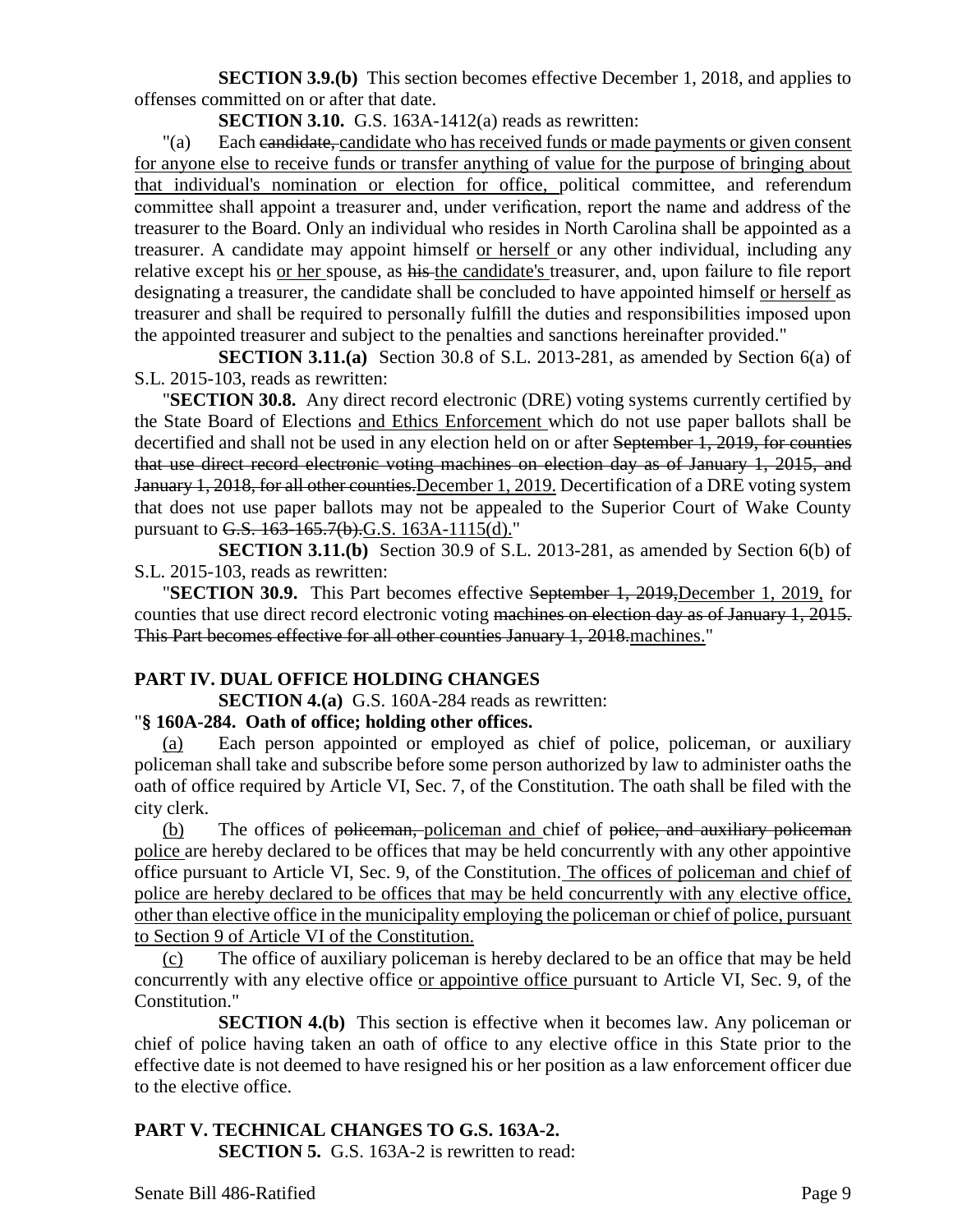**SECTION 3.9.(b)** This section becomes effective December 1, 2018, and applies to offenses committed on or after that date.

**SECTION 3.10.** G.S. 163A-1412(a) reads as rewritten:

"(a) Each ~~candidate,~~ candidate who has received funds or made payments or given consent for anyone else to receive funds or transfer anything of value for the purpose of bringing about that individual's nomination or election for office, political committee, and referendum committee shall appoint a treasurer and, under verification, report the name and address of the treasurer to the Board. Only an individual who resides in North Carolina shall be appointed as a treasurer. A candidate may appoint himself or herself or any other individual, including any relative except his or her spouse, as ~~his~~ the candidate's treasurer, and, upon failure to file report designating a treasurer, the candidate shall be concluded to have appointed himself or herself as treasurer and shall be required to personally fulfill the duties and responsibilities imposed upon the appointed treasurer and subject to the penalties and sanctions hereinafter provided."

**SECTION 3.11.(a)** Section 30.8 of S.L. 2013-281, as amended by Section 6(a) of S.L. 2015-103, reads as rewritten:

"**SECTION 30.8.** Any direct record electronic (DRE) voting systems currently certified by the State Board of Elections and Ethics Enforcement which do not use paper ballots shall be decertified and shall not be used in any election held on or after ~~September 1, 2019, for counties that use direct record electronic voting machines on election day as of January 1, 2015, and January 1, 2018, for all other counties.~~December 1, 2019. Decertification of a DRE voting system that does not use paper ballots may not be appealed to the Superior Court of Wake County pursuant to ~~G.S. 163-165.7(b).~~G.S. 163A-1115(d)."

**SECTION 3.11.(b)** Section 30.9 of S.L. 2013-281, as amended by Section 6(b) of S.L. 2015-103, reads as rewritten:

"**SECTION 30.9.** This Part becomes effective ~~September 1, 2019,~~December 1, 2019, for counties that use direct record electronic voting ~~machines on election day as of January 1, 2015. This Part becomes effective for all other counties January 1, 2018.~~machines."

## PART IV. DUAL OFFICE HOLDING CHANGES

**SECTION 4.(a)** G.S. 160A-284 reads as rewritten:

"**§ 160A-284. Oath of office; holding other offices.**

(a) Each person appointed or employed as chief of police, policeman, or auxiliary policeman shall take and subscribe before some person authorized by law to administer oaths the oath of office required by Article VI, Sec. 7, of the Constitution. The oath shall be filed with the city clerk.

(b) The offices of ~~policeman,~~ policeman and chief of ~~police, and auxiliary policeman~~ police are hereby declared to be offices that may be held concurrently with any other appointive office pursuant to Article VI, Sec. 9, of the Constitution. The offices of policeman and chief of police are hereby declared to be offices that may be held concurrently with any elective office, other than elective office in the municipality employing the policeman or chief of police, pursuant to Section 9 of Article VI of the Constitution.

(c) The office of auxiliary policeman is hereby declared to be an office that may be held concurrently with any elective office or appointive office pursuant to Article VI, Sec. 9, of the Constitution."

**SECTION 4.(b)** This section is effective when it becomes law. Any policeman or chief of police having taken an oath of office to any elective office in this State prior to the effective date is not deemed to have resigned his or her position as a law enforcement officer due to the elective office.

## PART V. TECHNICAL CHANGES TO G.S. 163A-2.

**SECTION 5.** G.S. 163A-2 is rewritten to read: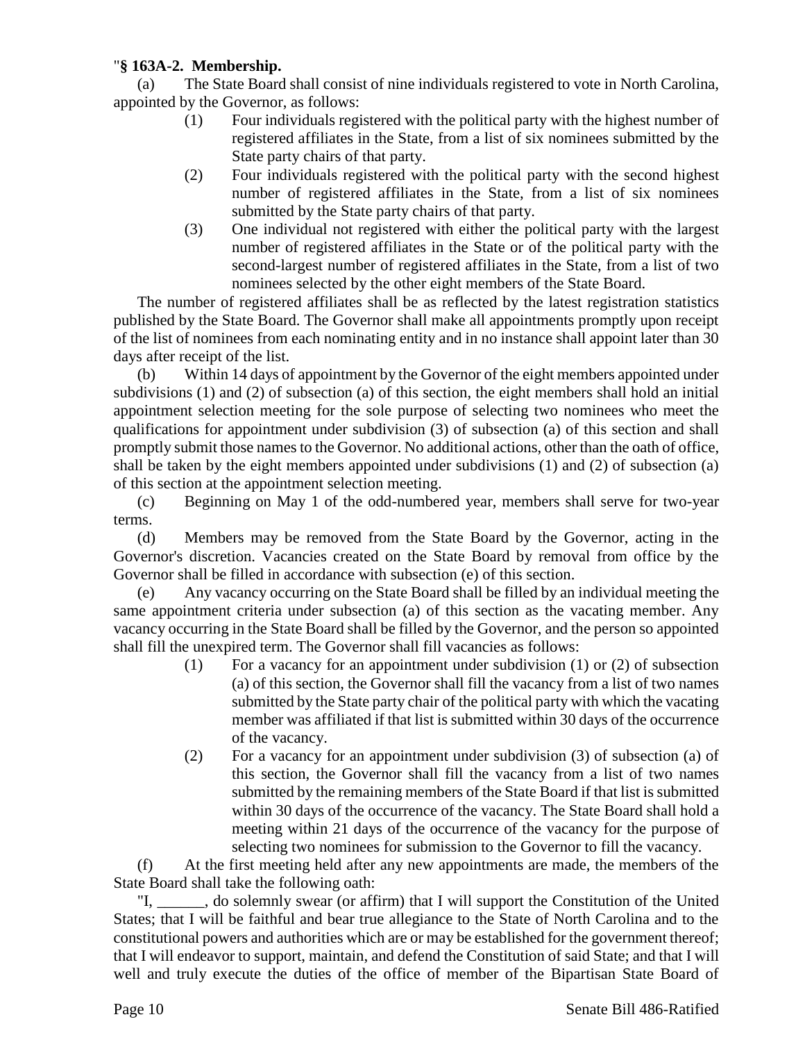"**§ 163A-2. Membership.**

(a) The State Board shall consist of nine individuals registered to vote in North Carolina, appointed by the Governor, as follows:

(1) Four individuals registered with the political party with the highest number of registered affiliates in the State, from a list of six nominees submitted by the State party chairs of that party.

(2) Four individuals registered with the political party with the second highest number of registered affiliates in the State, from a list of six nominees submitted by the State party chairs of that party.

(3) One individual not registered with either the political party with the largest number of registered affiliates in the State or of the political party with the second-largest number of registered affiliates in the State, from a list of two nominees selected by the other eight members of the State Board.

The number of registered affiliates shall be as reflected by the latest registration statistics published by the State Board. The Governor shall make all appointments promptly upon receipt of the list of nominees from each nominating entity and in no instance shall appoint later than 30 days after receipt of the list.

(b) Within 14 days of appointment by the Governor of the eight members appointed under subdivisions (1) and (2) of subsection (a) of this section, the eight members shall hold an initial appointment selection meeting for the sole purpose of selecting two nominees who meet the qualifications for appointment under subdivision (3) of subsection (a) of this section and shall promptly submit those names to the Governor. No additional actions, other than the oath of office, shall be taken by the eight members appointed under subdivisions (1) and (2) of subsection (a) of this section at the appointment selection meeting.

(c) Beginning on May 1 of the odd-numbered year, members shall serve for two-year terms.

(d) Members may be removed from the State Board by the Governor, acting in the Governor's discretion. Vacancies created on the State Board by removal from office by the Governor shall be filled in accordance with subsection (e) of this section.

(e) Any vacancy occurring on the State Board shall be filled by an individual meeting the same appointment criteria under subsection (a) of this section as the vacating member. Any vacancy occurring in the State Board shall be filled by the Governor, and the person so appointed shall fill the unexpired term. The Governor shall fill vacancies as follows:

(1) For a vacancy for an appointment under subdivision (1) or (2) of subsection (a) of this section, the Governor shall fill the vacancy from a list of two names submitted by the State party chair of the political party with which the vacating member was affiliated if that list is submitted within 30 days of the occurrence of the vacancy.

(2) For a vacancy for an appointment under subdivision (3) of subsection (a) of this section, the Governor shall fill the vacancy from a list of two names submitted by the remaining members of the State Board if that list is submitted within 30 days of the occurrence of the vacancy. The State Board shall hold a meeting within 21 days of the occurrence of the vacancy for the purpose of selecting two nominees for submission to the Governor to fill the vacancy.

(f) At the first meeting held after any new appointments are made, the members of the State Board shall take the following oath:

"I, ______, do solemnly swear (or affirm) that I will support the Constitution of the United States; that I will be faithful and bear true allegiance to the State of North Carolina and to the constitutional powers and authorities which are or may be established for the government thereof; that I will endeavor to support, maintain, and defend the Constitution of said State; and that I will well and truly execute the duties of the office of member of the Bipartisan State Board of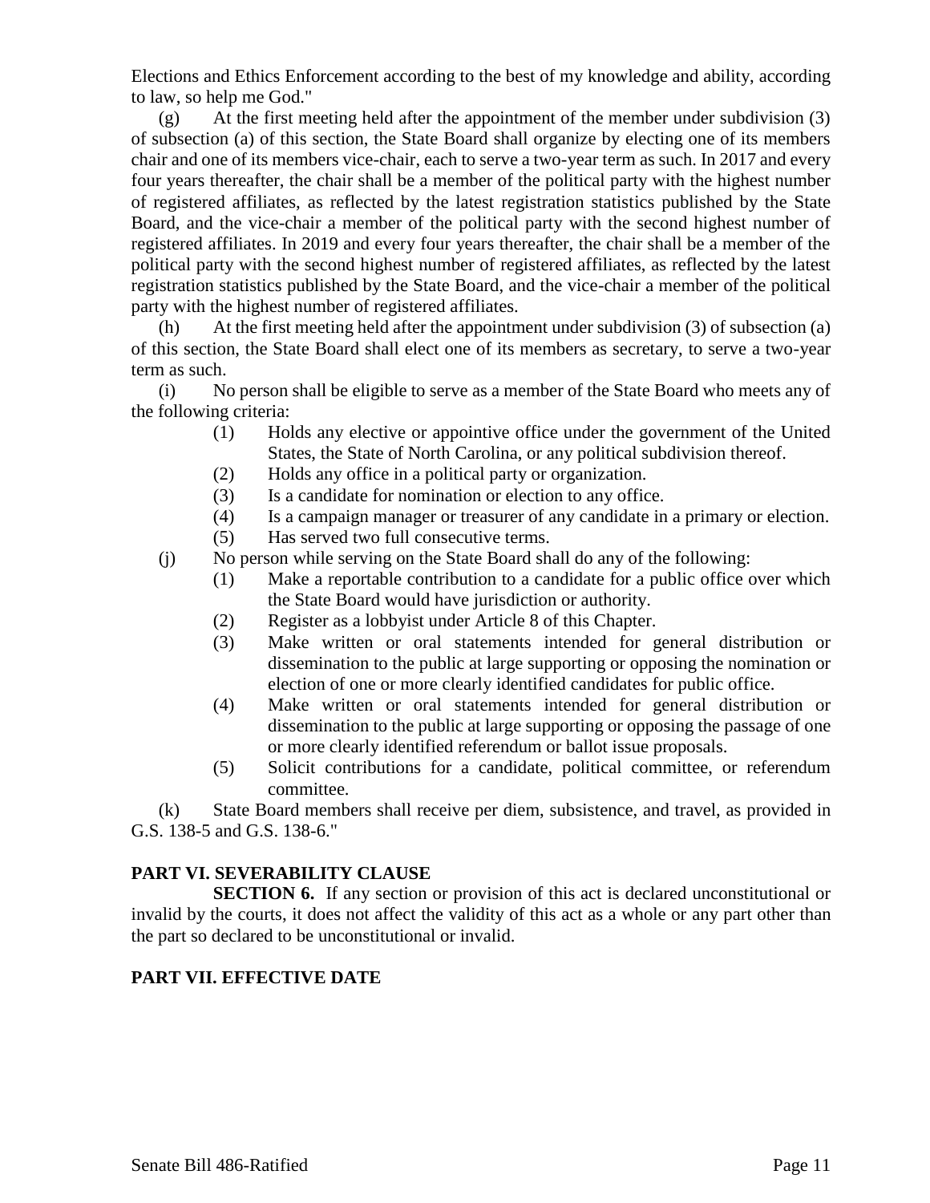Elections and Ethics Enforcement according to the best of my knowledge and ability, according to law, so help me God."

(g) At the first meeting held after the appointment of the member under subdivision (3) of subsection (a) of this section, the State Board shall organize by electing one of its members chair and one of its members vice-chair, each to serve a two-year term as such. In 2017 and every four years thereafter, the chair shall be a member of the political party with the highest number of registered affiliates, as reflected by the latest registration statistics published by the State Board, and the vice-chair a member of the political party with the second highest number of registered affiliates. In 2019 and every four years thereafter, the chair shall be a member of the political party with the second highest number of registered affiliates, as reflected by the latest registration statistics published by the State Board, and the vice-chair a member of the political party with the highest number of registered affiliates.

(h) At the first meeting held after the appointment under subdivision (3) of subsection (a) of this section, the State Board shall elect one of its members as secretary, to serve a two-year term as such.

(i) No person shall be eligible to serve as a member of the State Board who meets any of the following criteria:

(1) Holds any elective or appointive office under the government of the United States, the State of North Carolina, or any political subdivision thereof.
(2) Holds any office in a political party or organization.
(3) Is a candidate for nomination or election to any office.
(4) Is a campaign manager or treasurer of any candidate in a primary or election.
(5) Has served two full consecutive terms.

(j) No person while serving on the State Board shall do any of the following:

(1) Make a reportable contribution to a candidate for a public office over which the State Board would have jurisdiction or authority.
(2) Register as a lobbyist under Article 8 of this Chapter.
(3) Make written or oral statements intended for general distribution or dissemination to the public at large supporting or opposing the nomination or election of one or more clearly identified candidates for public office.
(4) Make written or oral statements intended for general distribution or dissemination to the public at large supporting or opposing the passage of one or more clearly identified referendum or ballot issue proposals.
(5) Solicit contributions for a candidate, political committee, or referendum committee.

(k) State Board members shall receive per diem, subsistence, and travel, as provided in G.S. 138-5 and G.S. 138-6."

**PART VI. SEVERABILITY CLAUSE**

**SECTION 6.** If any section or provision of this act is declared unconstitutional or invalid by the courts, it does not affect the validity of this act as a whole or any part other than the part so declared to be unconstitutional or invalid.

**PART VII. EFFECTIVE DATE**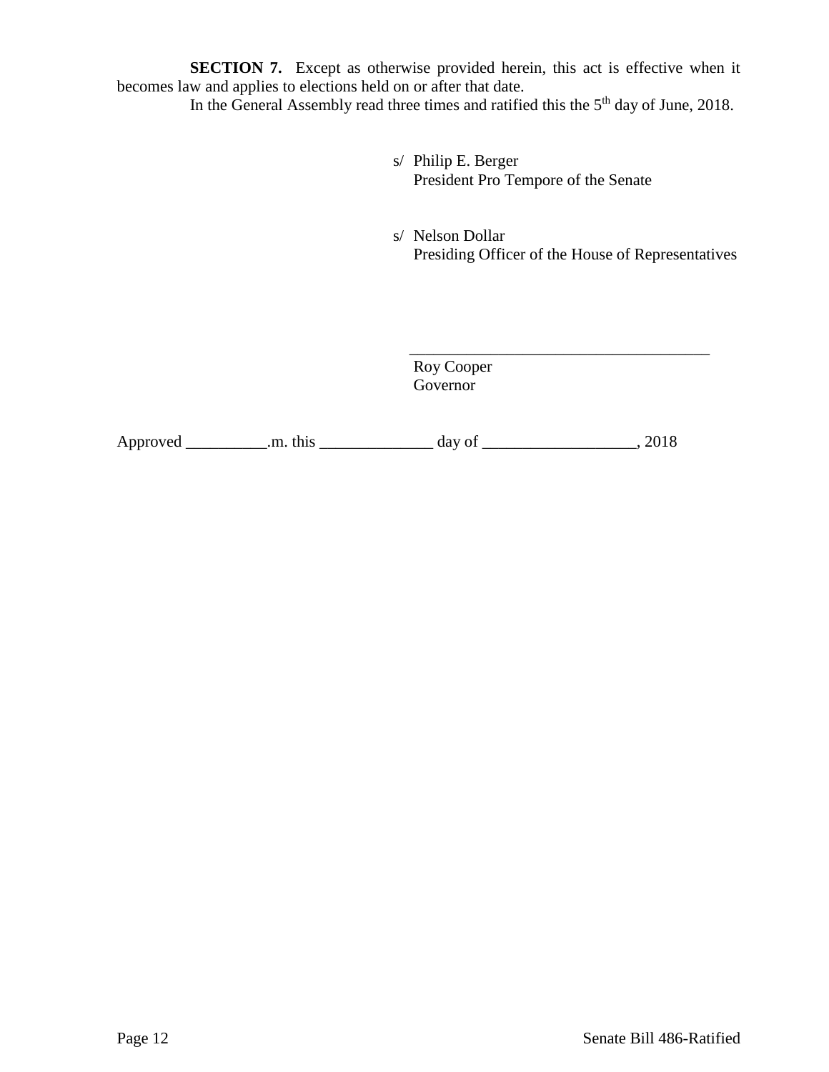**SECTION 7.** Except as otherwise provided herein, this act is effective when it becomes law and applies to elections held on or after that date.

In the General Assembly read three times and ratified this the 5th day of June, 2018.

s/ Philip E. Berger
President Pro Tempore of the Senate

s/ Nelson Dollar
Presiding Officer of the House of Representatives

\_\_\_\_\_\_\_\_\_\_\_\_\_\_\_\_\_\_\_\_\_\_\_\_\_\_\_\_\_\_\_\_\_\_\_\_\_\_
Roy Cooper
Governor

Approved \_\_\_\_\_\_\_\_\_\_.m. this \_\_\_\_\_\_\_\_\_\_\_\_\_\_ day of \_\_\_\_\_\_\_\_\_\_\_\_\_\_\_\_\_\_\_, 2018